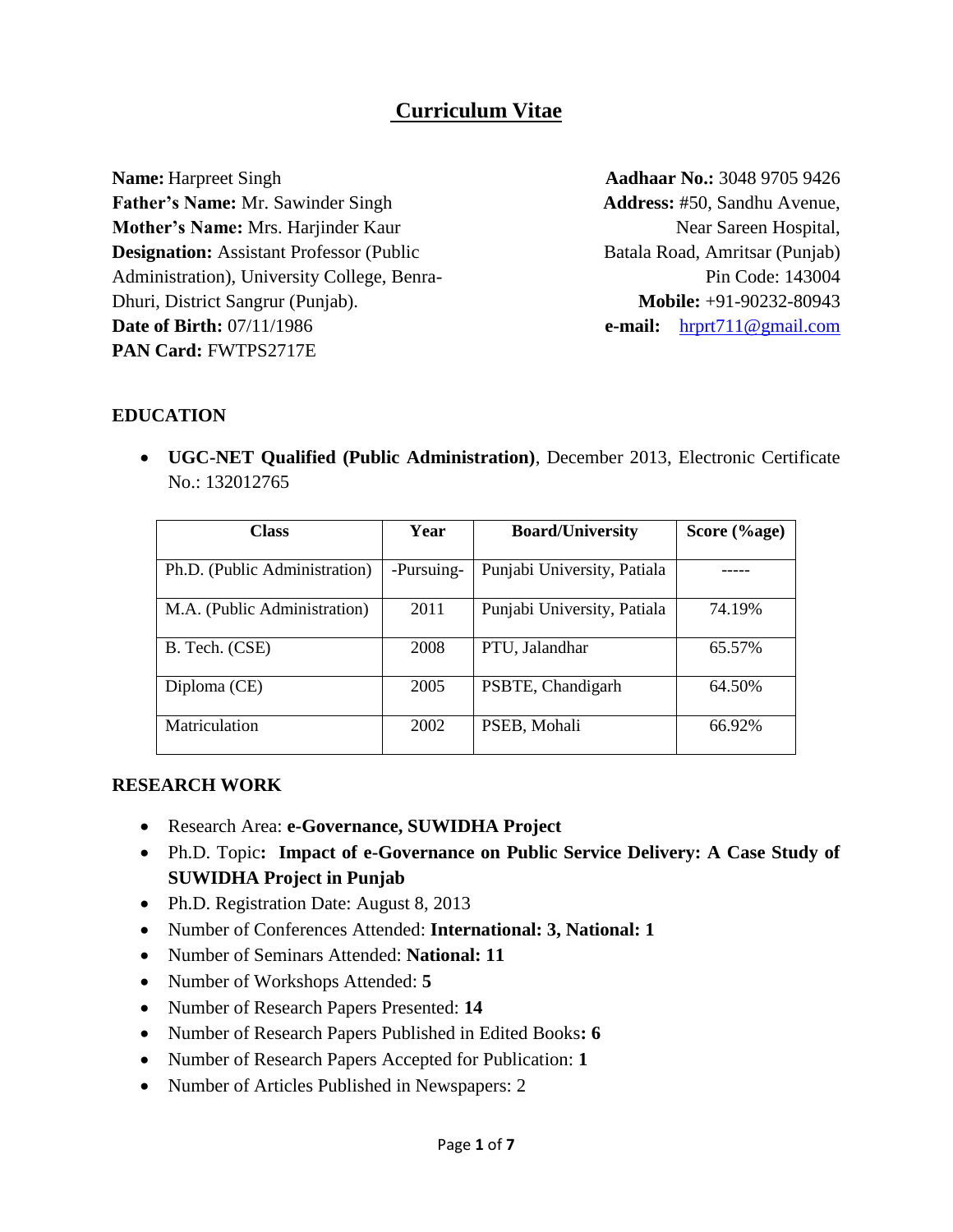# Curriculum Vitae

**Name:** Harpreet Singh
**Father's Name:** Mr. Sawinder Singh
**Mother's Name:** Mrs. Harjinder Kaur
**Designation:** Assistant Professor (Public Administration), University College, Benra-Dhuri, District Sangrur (Punjab).
**Date of Birth:** 07/11/1986
**PAN Card:** FWTPS2717E

**Aadhaar No.:** 3048 9705 9426
**Address:** #50, Sandhu Avenue, Near Sareen Hospital, Batala Road, Amritsar (Punjab) Pin Code: 143004
**Mobile:** +91-90232-80943
**e-mail:** hrprt711@gmail.com

## EDUCATION

- **UGC-NET Qualified (Public Administration)**, December 2013, Electronic Certificate No.: 132012765

| Class | Year | Board/University | Score (%age) |
|---|---|---|---|
| Ph.D. (Public Administration) | -Pursuing- | Punjabi University, Patiala | ----- |
| M.A. (Public Administration) | 2011 | Punjabi University, Patiala | 74.19% |
| B. Tech. (CSE) | 2008 | PTU, Jalandhar | 65.57% |
| Diploma (CE) | 2005 | PSBTE, Chandigarh | 64.50% |
| Matriculation | 2002 | PSEB, Mohali | 66.92% |

## RESEARCH WORK

- Research Area: **e-Governance, SUWIDHA Project**
- Ph.D. Topic**: Impact of e-Governance on Public Service Delivery: A Case Study of SUWIDHA Project in Punjab**
- Ph.D. Registration Date: August 8, 2013
- Number of Conferences Attended: **International: 3, National: 1**
- Number of Seminars Attended: **National: 11**
- Number of Workshops Attended: **5**
- Number of Research Papers Presented: **14**
- Number of Research Papers Published in Edited Books**: 6**
- Number of Research Papers Accepted for Publication: **1**
- Number of Articles Published in Newspapers: 2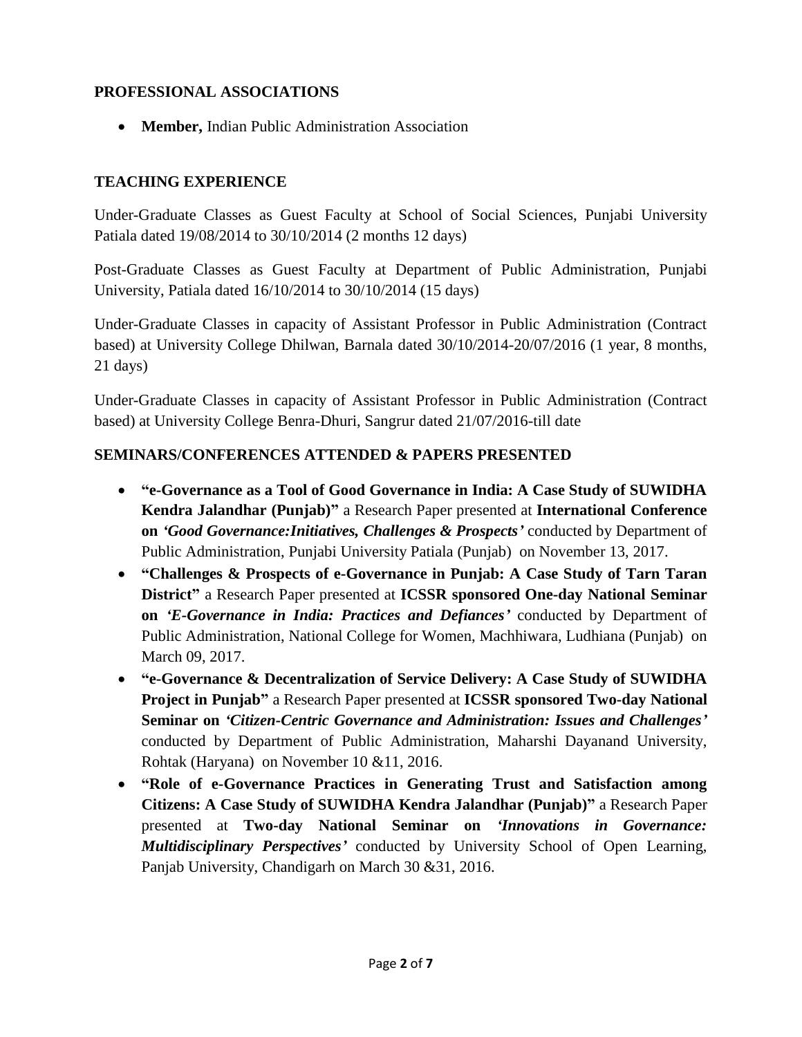## PROFESSIONAL ASSOCIATIONS

- **Member,** Indian Public Administration Association

## TEACHING EXPERIENCE

Under-Graduate Classes as Guest Faculty at School of Social Sciences, Punjabi University Patiala dated 19/08/2014 to 30/10/2014 (2 months 12 days)

Post-Graduate Classes as Guest Faculty at Department of Public Administration, Punjabi University, Patiala dated 16/10/2014 to 30/10/2014 (15 days)

Under-Graduate Classes in capacity of Assistant Professor in Public Administration (Contract based) at University College Dhilwan, Barnala dated 30/10/2014-20/07/2016 (1 year, 8 months, 21 days)

Under-Graduate Classes in capacity of Assistant Professor in Public Administration (Contract based) at University College Benra-Dhuri, Sangrur dated 21/07/2016-till date

## SEMINARS/CONFERENCES ATTENDED & PAPERS PRESENTED

- **"e-Governance as a Tool of Good Governance in India: A Case Study of SUWIDHA Kendra Jalandhar (Punjab)"** a Research Paper presented at **International Conference on *'Good Governance:Initiatives, Challenges & Prospects'*** conducted by Department of Public Administration, Punjabi University Patiala (Punjab) on November 13, 2017.
- **"Challenges & Prospects of e-Governance in Punjab: A Case Study of Tarn Taran District"** a Research Paper presented at **ICSSR sponsored One-day National Seminar on *'E-Governance in India: Practices and Defiances'*** conducted by Department of Public Administration, National College for Women, Machhiwara, Ludhiana (Punjab) on March 09, 2017.
- **"e-Governance & Decentralization of Service Delivery: A Case Study of SUWIDHA Project in Punjab"** a Research Paper presented at **ICSSR sponsored Two-day National Seminar on *'Citizen-Centric Governance and Administration: Issues and Challenges'*** conducted by Department of Public Administration, Maharshi Dayanand University, Rohtak (Haryana) on November 10 &11, 2016.
- **"Role of e-Governance Practices in Generating Trust and Satisfaction among Citizens: A Case Study of SUWIDHA Kendra Jalandhar (Punjab)"** a Research Paper presented at **Two-day National Seminar on *'Innovations in Governance: Multidisciplinary Perspectives'*** conducted by University School of Open Learning, Panjab University, Chandigarh on March 30 &31, 2016.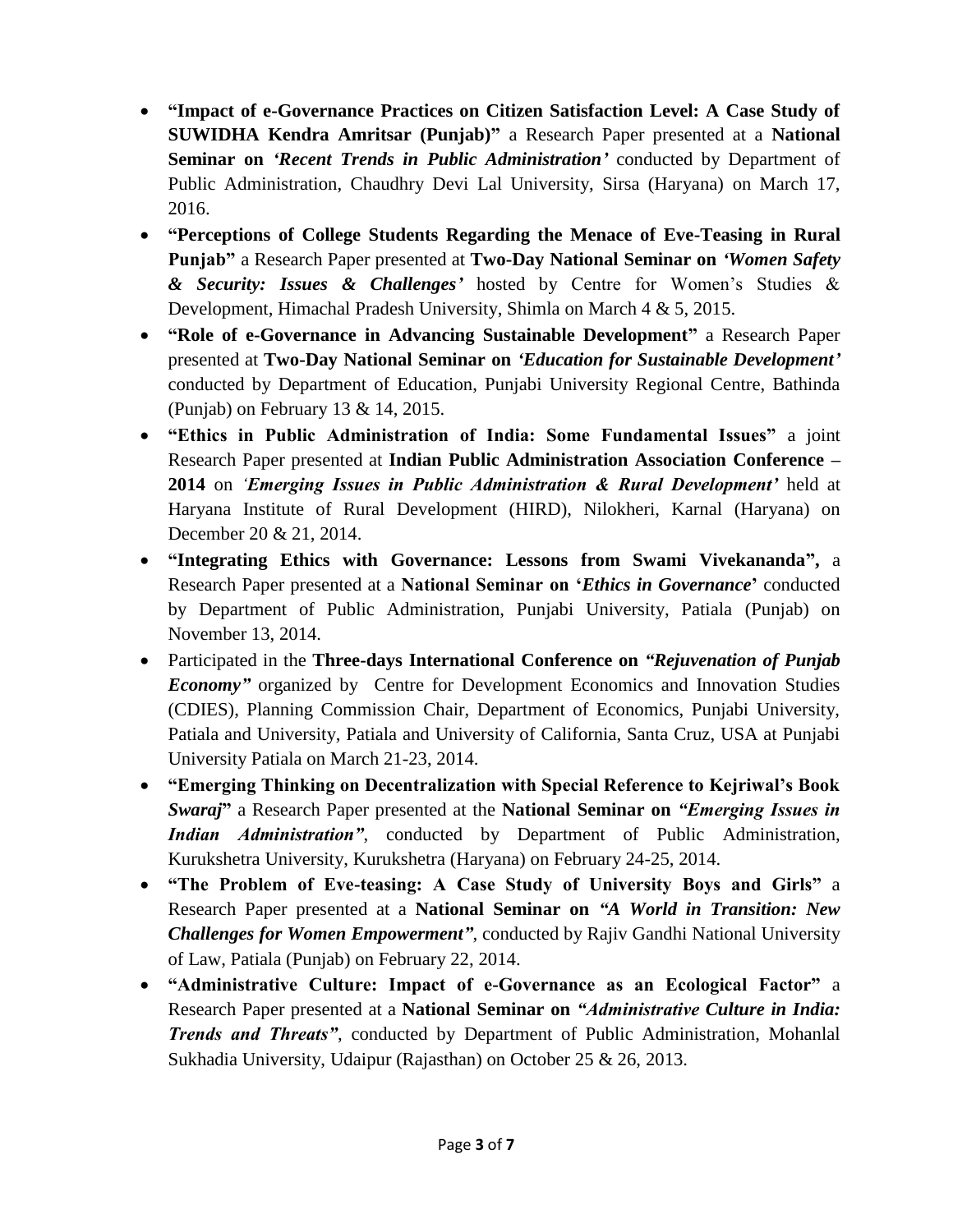- **"Impact of e-Governance Practices on Citizen Satisfaction Level: A Case Study of SUWIDHA Kendra Amritsar (Punjab)"** a Research Paper presented at a **National Seminar on** ***'Recent Trends in Public Administration'*** conducted by Department of Public Administration, Chaudhry Devi Lal University, Sirsa (Haryana) on March 17, 2016.
- **"Perceptions of College Students Regarding the Menace of Eve-Teasing in Rural Punjab"** a Research Paper presented at **Two-Day National Seminar on** ***'Women Safety & Security: Issues & Challenges'*** hosted by Centre for Women's Studies & Development, Himachal Pradesh University, Shimla on March 4 & 5, 2015.
- **"Role of e-Governance in Advancing Sustainable Development"** a Research Paper presented at **Two-Day National Seminar on** ***'Education for Sustainable Development'*** conducted by Department of Education, Punjabi University Regional Centre, Bathinda (Punjab) on February 13 & 14, 2015.
- **"Ethics in Public Administration of India: Some Fundamental Issues"** a joint Research Paper presented at **Indian Public Administration Association Conference – 2014** on ***'Emerging Issues in Public Administration & Rural Development'*** held at Haryana Institute of Rural Development (HIRD), Nilokheri, Karnal (Haryana) on December 20 & 21, 2014.
- **"Integrating Ethics with Governance: Lessons from Swami Vivekananda",** a Research Paper presented at a **National Seminar on '*Ethics in Governance*'** conducted by Department of Public Administration, Punjabi University, Patiala (Punjab) on November 13, 2014.
- Participated in the **Three-days International Conference on** ***"Rejuvenation of Punjab Economy"*** organized by Centre for Development Economics and Innovation Studies (CDIES), Planning Commission Chair, Department of Economics, Punjabi University, Patiala and University, Patiala and University of California, Santa Cruz, USA at Punjabi University Patiala on March 21-23, 2014.
- **"Emerging Thinking on Decentralization with Special Reference to Kejriwal's Book *Swaraj*"** a Research Paper presented at the **National Seminar on** ***"Emerging Issues in Indian Administration"***, conducted by Department of Public Administration, Kurukshetra University, Kurukshetra (Haryana) on February 24-25, 2014.
- **"The Problem of Eve-teasing: A Case Study of University Boys and Girls"** a Research Paper presented at a **National Seminar on** ***"A World in Transition: New Challenges for Women Empowerment"***, conducted by Rajiv Gandhi National University of Law, Patiala (Punjab) on February 22, 2014.
- **"Administrative Culture: Impact of e-Governance as an Ecological Factor"** a Research Paper presented at a **National Seminar on** ***"Administrative Culture in India: Trends and Threats"***, conducted by Department of Public Administration, Mohanlal Sukhadia University, Udaipur (Rajasthan) on October 25 & 26, 2013.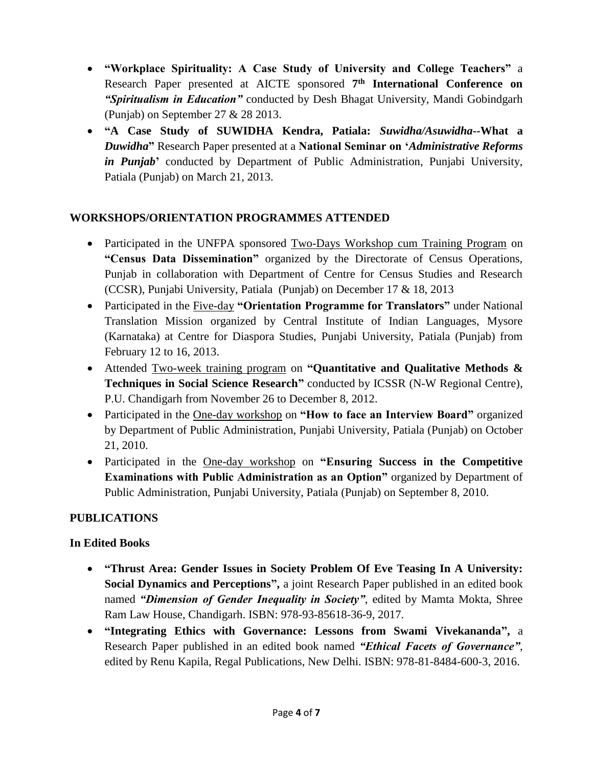- **"Workplace Spirituality: A Case Study of University and College Teachers"** a Research Paper presented at AICTE sponsored **7th International Conference on *"Spiritualism in Education"*** conducted by Desh Bhagat University, Mandi Gobindgarh (Punjab) on September 27 & 28 2013.
- **"A Case Study of SUWIDHA Kendra, Patiala: *Suwidha/Asuwidha*--What a *Duwidha*"** Research Paper presented at a **National Seminar on '*Administrative Reforms in Punjab*'** conducted by Department of Public Administration, Punjabi University, Patiala (Punjab) on March 21, 2013.

## WORKSHOPS/ORIENTATION PROGRAMMES ATTENDED

- Participated in the UNFPA sponsored <u>Two-Days Workshop cum Training Program</u> on **"Census Data Dissemination"** organized by the Directorate of Census Operations, Punjab in collaboration with Department of Centre for Census Studies and Research (CCSR), Punjabi University, Patiala (Punjab) on December 17 & 18, 2013
- Participated in the <u>Five-day</u> **"Orientation Programme for Translators"** under National Translation Mission organized by Central Institute of Indian Languages, Mysore (Karnataka) at Centre for Diaspora Studies, Punjabi University, Patiala (Punjab) from February 12 to 16, 2013.
- Attended <u>Two-week training program</u> on **"Quantitative and Qualitative Methods & Techniques in Social Science Research"** conducted by ICSSR (N-W Regional Centre), P.U. Chandigarh from November 26 to December 8, 2012.
- Participated in the <u>One-day workshop</u> on **"How to face an Interview Board"** organized by Department of Public Administration, Punjabi University, Patiala (Punjab) on October 21, 2010.
- Participated in the <u>One-day workshop</u> on **"Ensuring Success in the Competitive Examinations with Public Administration as an Option"** organized by Department of Public Administration, Punjabi University, Patiala (Punjab) on September 8, 2010.

## PUBLICATIONS

### In Edited Books

- **"Thrust Area: Gender Issues in Society Problem Of Eve Teasing In A University: Social Dynamics and Perceptions",** a joint Research Paper published in an edited book named ***"Dimension of Gender Inequality in Society"***, edited by Mamta Mokta, Shree Ram Law House, Chandigarh. ISBN: 978-93-85618-36-9, 2017.
- **"Integrating Ethics with Governance: Lessons from Swami Vivekananda",** a Research Paper published in an edited book named ***"Ethical Facets of Governance"***, edited by Renu Kapila, Regal Publications, New Delhi. ISBN: 978-81-8484-600-3, 2016.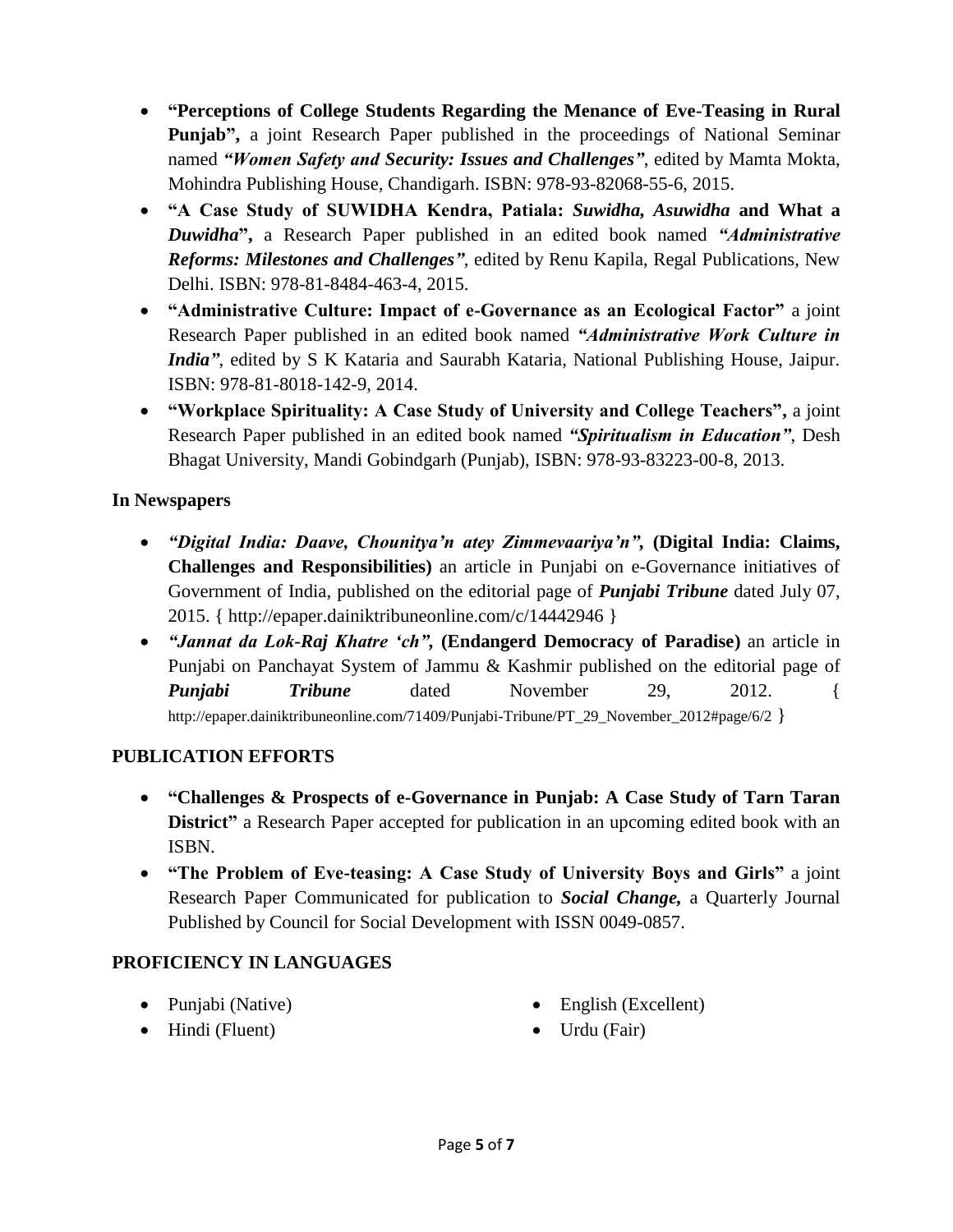- **"Perceptions of College Students Regarding the Menance of Eve-Teasing in Rural Punjab",** a joint Research Paper published in the proceedings of National Seminar named ***"Women Safety and Security: Issues and Challenges"***, edited by Mamta Mokta, Mohindra Publishing House, Chandigarh. ISBN: 978-93-82068-55-6, 2015.
- **"A Case Study of SUWIDHA Kendra, Patiala: *Suwidha, Asuwidha* and What a *Duwidha*",** a Research Paper published in an edited book named ***"Administrative Reforms: Milestones and Challenges"***, edited by Renu Kapila, Regal Publications, New Delhi. ISBN: 978-81-8484-463-4, 2015.
- **"Administrative Culture: Impact of e-Governance as an Ecological Factor"** a joint Research Paper published in an edited book named ***"Administrative Work Culture in India"***, edited by S K Kataria and Saurabh Kataria, National Publishing House, Jaipur. ISBN: 978-81-8018-142-9, 2014.
- **"Workplace Spirituality: A Case Study of University and College Teachers",** a joint Research Paper published in an edited book named ***"Spiritualism in Education"***, Desh Bhagat University, Mandi Gobindgarh (Punjab), ISBN: 978-93-83223-00-8, 2013.

### In Newspapers

- ***"Digital India: Daave, Chounitya'n atey Zimmevaariya'n",* (Digital India: Claims, Challenges and Responsibilities)** an article in Punjabi on e-Governance initiatives of Government of India, published on the editorial page of ***Punjabi Tribune*** dated July 07, 2015. { http://epaper.dainiktribuneonline.com/c/14442946 }
- ***"Jannat da Lok-Raj Khatre 'ch",* (Endangerd Democracy of Paradise)** an article in Punjabi on Panchayat System of Jammu & Kashmir published on the editorial page of ***Punjabi Tribune*** dated November 29, 2012. { http://epaper.dainiktribuneonline.com/71409/Punjabi-Tribune/PT_29_November_2012#page/6/2 }

## PUBLICATION EFFORTS

- **"Challenges & Prospects of e-Governance in Punjab: A Case Study of Tarn Taran District"** a Research Paper accepted for publication in an upcoming edited book with an ISBN.
- **"The Problem of Eve-teasing: A Case Study of University Boys and Girls"** a joint Research Paper Communicated for publication to ***Social Change,*** a Quarterly Journal Published by Council for Social Development with ISSN 0049-0857.

## PROFICIENCY IN LANGUAGES

- Punjabi (Native)
- English (Excellent)
- Hindi (Fluent)
- Urdu (Fair)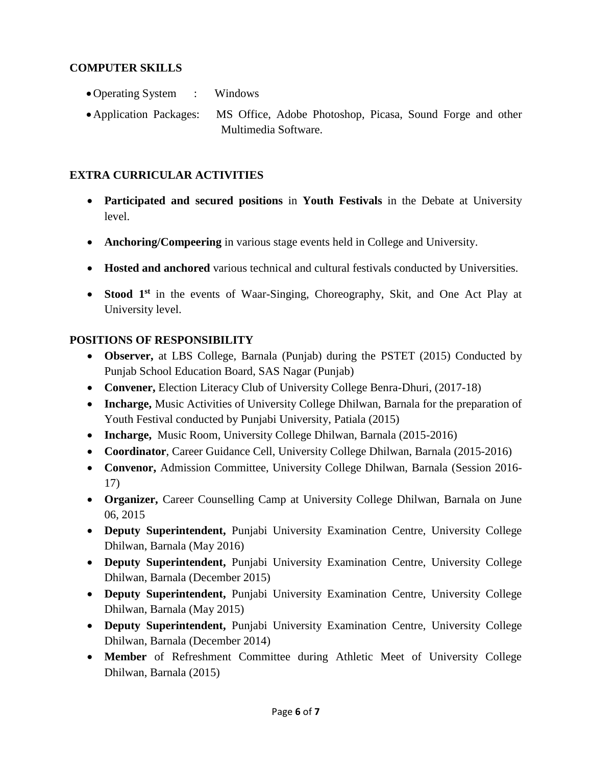## COMPUTER SKILLS

- Operating System : Windows
- Application Packages: MS Office, Adobe Photoshop, Picasa, Sound Forge and other Multimedia Software.

## EXTRA CURRICULAR ACTIVITIES

- **Participated and secured positions** in **Youth Festivals** in the Debate at University level.
- **Anchoring/Compeering** in various stage events held in College and University.
- **Hosted and anchored** various technical and cultural festivals conducted by Universities.
- **Stood 1st** in the events of Waar-Singing, Choreography, Skit, and One Act Play at University level.

## POSITIONS OF RESPONSIBILITY

- **Observer,** at LBS College, Barnala (Punjab) during the PSTET (2015) Conducted by Punjab School Education Board, SAS Nagar (Punjab)
- **Convener,** Election Literacy Club of University College Benra-Dhuri, (2017-18)
- **Incharge,** Music Activities of University College Dhilwan, Barnala for the preparation of Youth Festival conducted by Punjabi University, Patiala (2015)
- **Incharge,** Music Room, University College Dhilwan, Barnala (2015-2016)
- **Coordinator**, Career Guidance Cell, University College Dhilwan, Barnala (2015-2016)
- **Convenor,** Admission Committee, University College Dhilwan, Barnala (Session 2016-17)
- **Organizer,** Career Counselling Camp at University College Dhilwan, Barnala on June 06, 2015
- **Deputy Superintendent,** Punjabi University Examination Centre, University College Dhilwan, Barnala (May 2016)
- **Deputy Superintendent,** Punjabi University Examination Centre, University College Dhilwan, Barnala (December 2015)
- **Deputy Superintendent,** Punjabi University Examination Centre, University College Dhilwan, Barnala (May 2015)
- **Deputy Superintendent,** Punjabi University Examination Centre, University College Dhilwan, Barnala (December 2014)
- **Member** of Refreshment Committee during Athletic Meet of University College Dhilwan, Barnala (2015)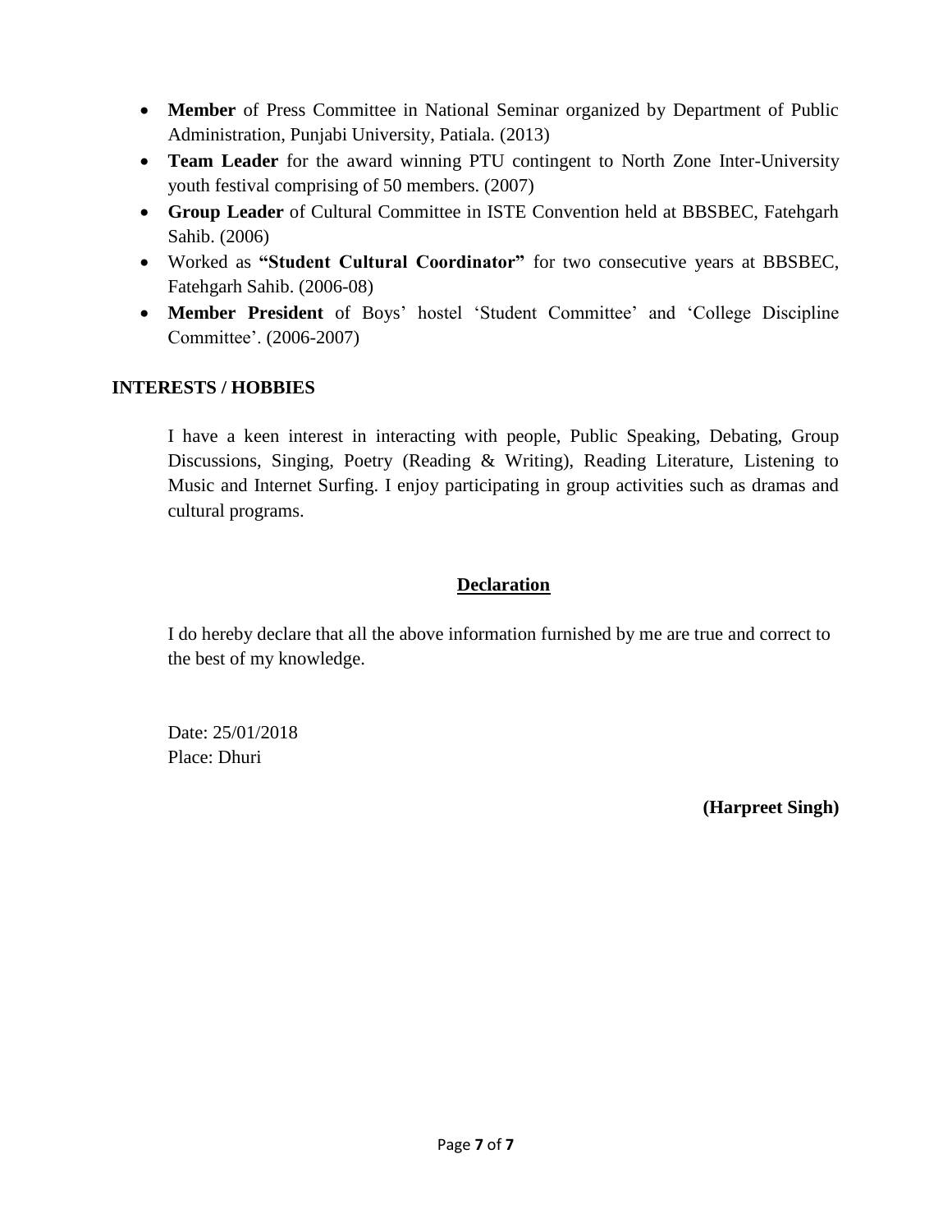- **Member** of Press Committee in National Seminar organized by Department of Public Administration, Punjabi University, Patiala. (2013)
- **Team Leader** for the award winning PTU contingent to North Zone Inter-University youth festival comprising of 50 members. (2007)
- **Group Leader** of Cultural Committee in ISTE Convention held at BBSBEC, Fatehgarh Sahib. (2006)
- Worked as **"Student Cultural Coordinator"** for two consecutive years at BBSBEC, Fatehgarh Sahib. (2006-08)
- **Member President** of Boys' hostel 'Student Committee' and 'College Discipline Committee'. (2006-2007)

## INTERESTS / HOBBIES

I have a keen interest in interacting with people, Public Speaking, Debating, Group Discussions, Singing, Poetry (Reading & Writing), Reading Literature, Listening to Music and Internet Surfing. I enjoy participating in group activities such as dramas and cultural programs.

## Declaration

I do hereby declare that all the above information furnished by me are true and correct to the best of my knowledge.

Date: 25/01/2018
Place: Dhuri

**(Harpreet Singh)**